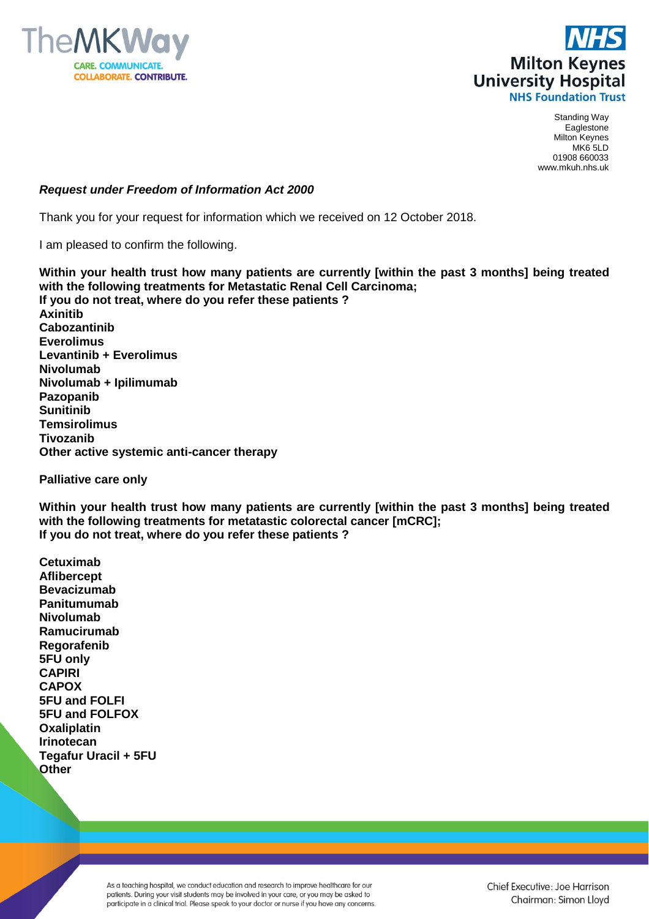Standing Way
Eaglestone
Milton Keynes
MK6 5LD
01908 660033
www.mkuh.nhs.uk

***Request under Freedom of Information Act 2000***

Thank you for your request for information which we received on 12 October 2018.

I am pleased to confirm the following.

**Within your health trust how many patients are currently [within the past 3 months] being treated with the following treatments for Metastatic Renal Cell Carcinoma;**
**If you do not treat, where do you refer these patients ?**
**Axinitib**
**Cabozantinib**
**Everolimus**
**Levantinib + Everolimus**
**Nivolumab**
**Nivolumab + Ipilimumab**
**Pazopanib**
**Sunitinib**
**Temsirolimus**
**Tivozanib**
**Other active systemic anti-cancer therapy**

**Palliative care only**

**Within your health trust how many patients are currently [within the past 3 months] being treated with the following treatments for metatastic colorectal cancer [mCRC];**
**If you do not treat, where do you refer these patients ?**

**Cetuximab**
**Aflibercept**
**Bevacizumab**
**Panitumumab**
**Nivolumab**
**Ramucirumab**
**Regorafenib**
**5FU only**
**CAPIRI**
**CAPOX**
**5FU and FOLFI**
**5FU and FOLFOX**
**Oxaliplatin**
**Irinotecan**
**Tegafur Uracil + 5FU**
**Other**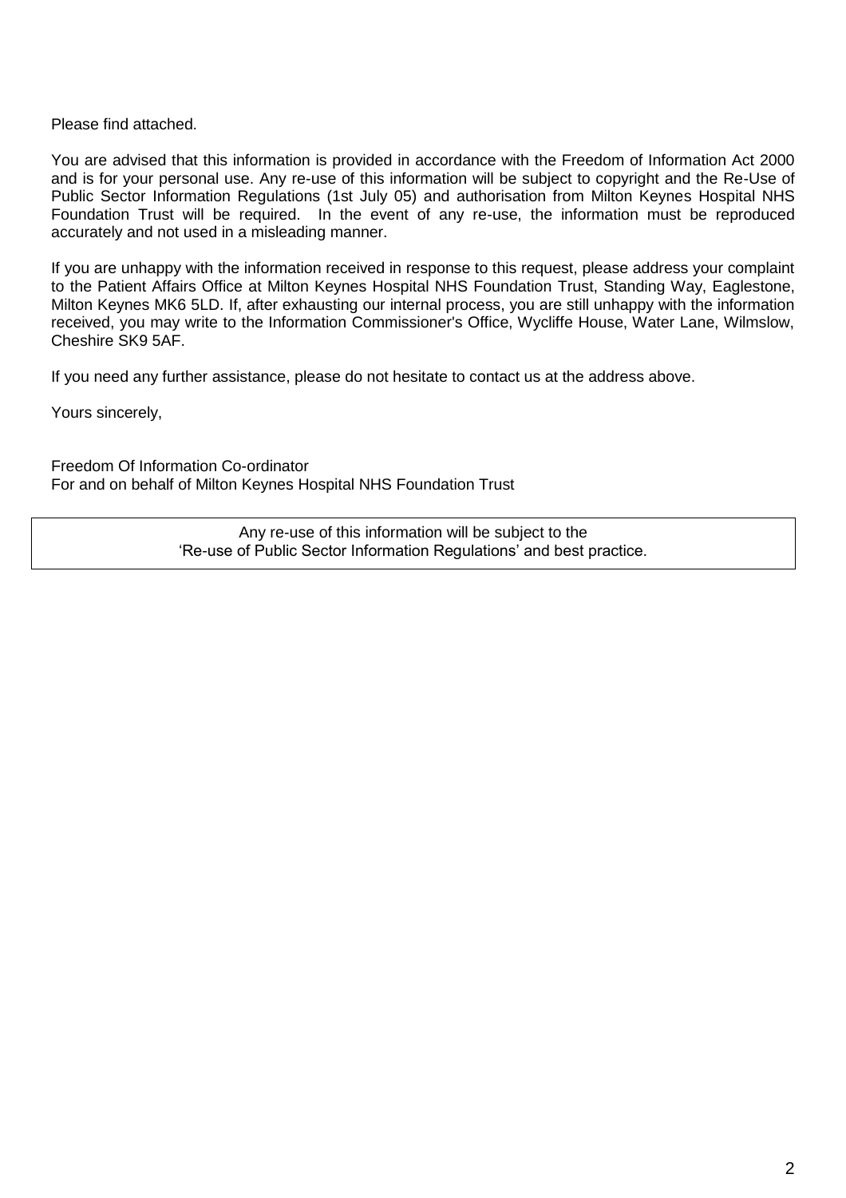Please find attached.

You are advised that this information is provided in accordance with the Freedom of Information Act 2000 and is for your personal use. Any re-use of this information will be subject to copyright and the Re-Use of Public Sector Information Regulations (1st July 05) and authorisation from Milton Keynes Hospital NHS Foundation Trust will be required. In the event of any re-use, the information must be reproduced accurately and not used in a misleading manner.

If you are unhappy with the information received in response to this request, please address your complaint to the Patient Affairs Office at Milton Keynes Hospital NHS Foundation Trust, Standing Way, Eaglestone, Milton Keynes MK6 5LD. If, after exhausting our internal process, you are still unhappy with the information received, you may write to the Information Commissioner's Office, Wycliffe House, Water Lane, Wilmslow, Cheshire SK9 5AF.

If you need any further assistance, please do not hesitate to contact us at the address above.

Yours sincerely,

Freedom Of Information Co-ordinator
For and on behalf of Milton Keynes Hospital NHS Foundation Trust

Any re-use of this information will be subject to the
'Re-use of Public Sector Information Regulations' and best practice.